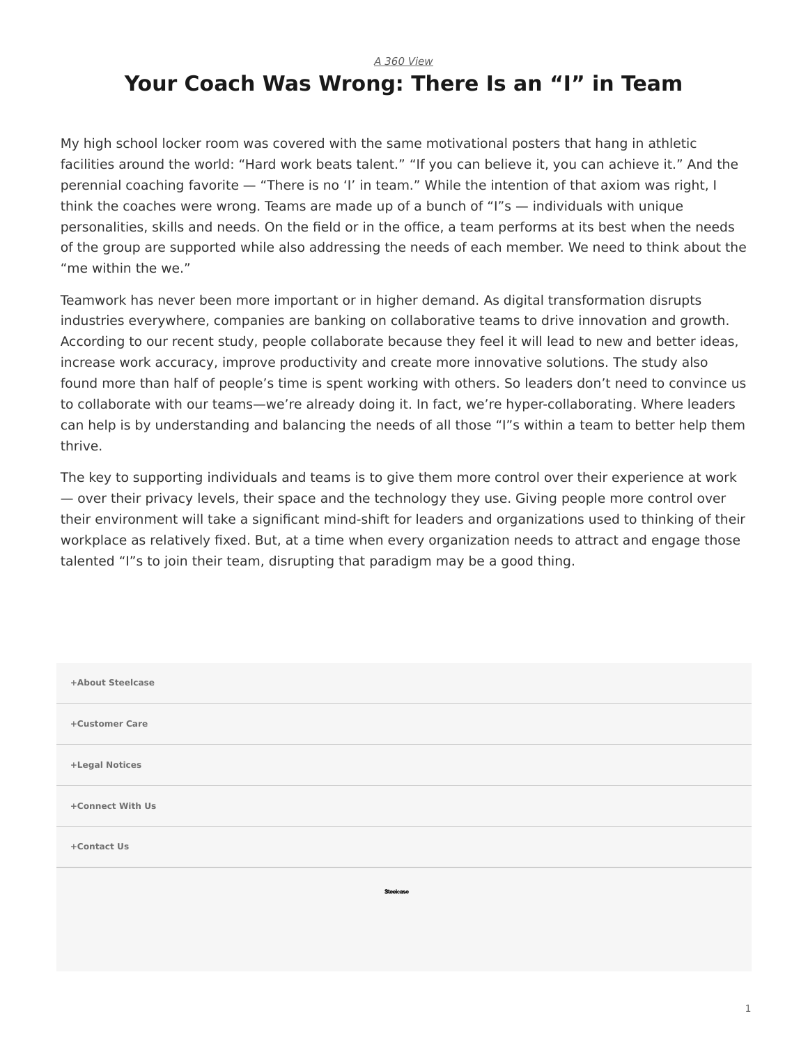*A 360 View*

# Your Coach Was Wrong: There Is an “I” in Team

My high school locker room was covered with the same motivational posters that hang in athletic facilities around the world: “Hard work beats talent.” “If you can believe it, you can achieve it.” And the perennial coaching favorite — “There is no ‘I’ in team.” While the intention of that axiom was right, I think the coaches were wrong. Teams are made up of a bunch of “I”s — individuals with unique personalities, skills and needs. On the field or in the office, a team performs at its best when the needs of the group are supported while also addressing the needs of each member. We need to think about the “me within the we.”

Teamwork has never been more important or in higher demand. As digital transformation disrupts industries everywhere, companies are banking on collaborative teams to drive innovation and growth. According to our recent study, people collaborate because they feel it will lead to new and better ideas, increase work accuracy, improve productivity and create more innovative solutions. The study also found more than half of people’s time is spent working with others. So leaders don’t need to convince us to collaborate with our teams—we’re already doing it. In fact, we’re hyper-collaborating. Where leaders can help is by understanding and balancing the needs of all those “I”s within a team to better help them thrive.

The key to supporting individuals and teams is to give them more control over their experience at work — over their privacy levels, their space and the technology they use. Giving people more control over their environment will take a significant mind-shift for leaders and organizations used to thinking of their workplace as relatively fixed. But, at a time when every organization needs to attract and engage those talented “I”s to join their team, disrupting that paradigm may be a good thing.

+About Steelcase

+Customer Care

+Legal Notices

+Connect With Us

+Contact Us

Steelcase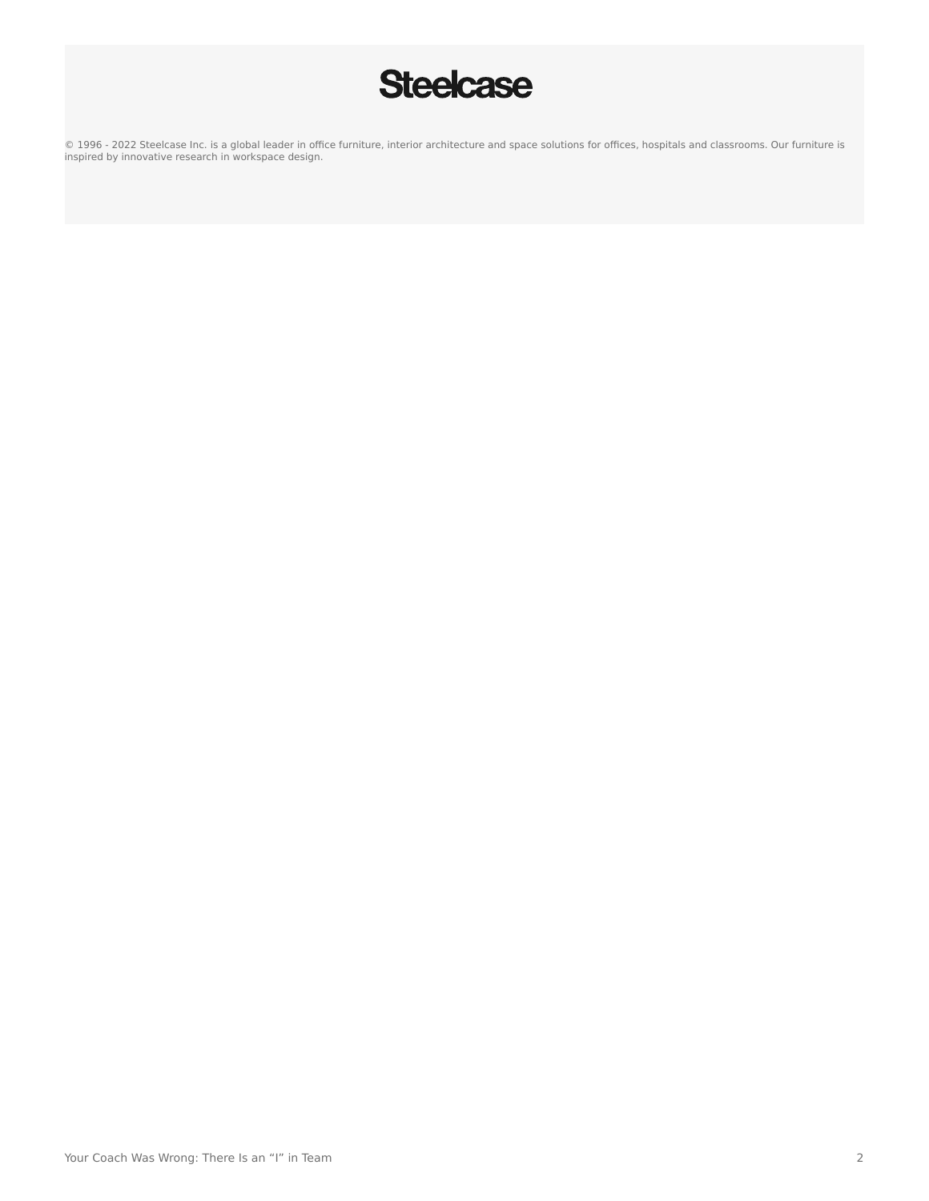Steelcase

© 1996 - 2022 Steelcase Inc. is a global leader in office furniture, interior architecture and space solutions for offices, hospitals and classrooms. Our furniture is inspired by innovative research in workspace design.